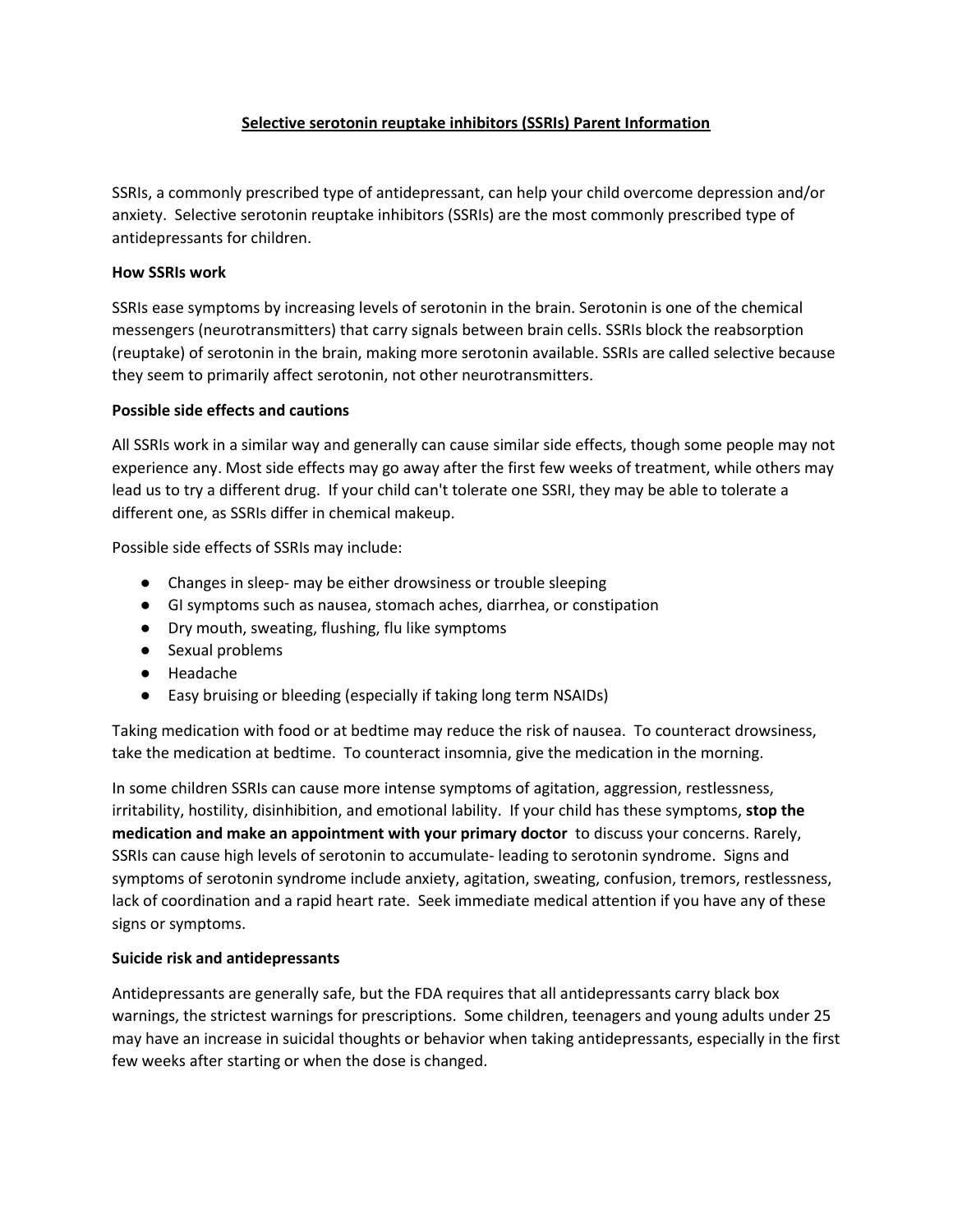# Selective serotonin reuptake inhibitors (SSRIs) Parent Information

SSRIs, a commonly prescribed type of antidepressant, can help your child overcome depression and/or anxiety. Selective serotonin reuptake inhibitors (SSRIs) are the most commonly prescribed type of antidepressants for children.

**How SSRIs work**

SSRIs ease symptoms by increasing levels of serotonin in the brain. Serotonin is one of the chemical messengers (neurotransmitters) that carry signals between brain cells. SSRIs block the reabsorption (reuptake) of serotonin in the brain, making more serotonin available. SSRIs are called selective because they seem to primarily affect serotonin, not other neurotransmitters.

**Possible side effects and cautions**

All SSRIs work in a similar way and generally can cause similar side effects, though some people may not experience any. Most side effects may go away after the first few weeks of treatment, while others may lead us to try a different drug. If your child can't tolerate one SSRI, they may be able to tolerate a different one, as SSRIs differ in chemical makeup.

Possible side effects of SSRIs may include:

- Changes in sleep- may be either drowsiness or trouble sleeping
- GI symptoms such as nausea, stomach aches, diarrhea, or constipation
- Dry mouth, sweating, flushing, flu like symptoms
- Sexual problems
- Headache
- Easy bruising or bleeding (especially if taking long term NSAIDs)

Taking medication with food or at bedtime may reduce the risk of nausea. To counteract drowsiness, take the medication at bedtime. To counteract insomnia, give the medication in the morning.

In some children SSRIs can cause more intense symptoms of agitation, aggression, restlessness, irritability, hostility, disinhibition, and emotional lability. If your child has these symptoms, **stop the medication and make an appointment with your primary doctor** to discuss your concerns. Rarely, SSRIs can cause high levels of serotonin to accumulate- leading to serotonin syndrome. Signs and symptoms of serotonin syndrome include anxiety, agitation, sweating, confusion, tremors, restlessness, lack of coordination and a rapid heart rate. Seek immediate medical attention if you have any of these signs or symptoms.

**Suicide risk and antidepressants**

Antidepressants are generally safe, but the FDA requires that all antidepressants carry black box warnings, the strictest warnings for prescriptions. Some children, teenagers and young adults under 25 may have an increase in suicidal thoughts or behavior when taking antidepressants, especially in the first few weeks after starting or when the dose is changed.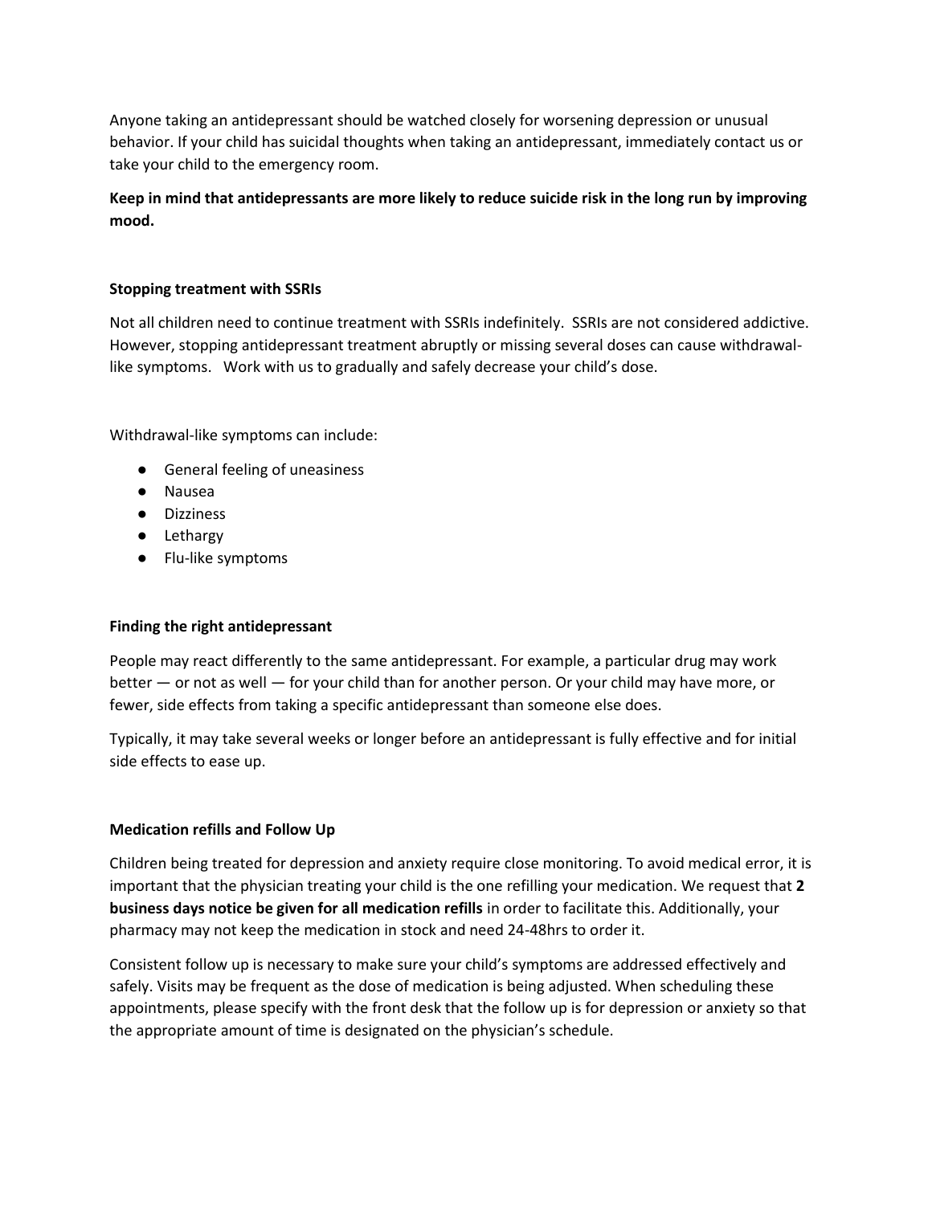Anyone taking an antidepressant should be watched closely for worsening depression or unusual behavior. If your child has suicidal thoughts when taking an antidepressant, immediately contact us or take your child to the emergency room.

**Keep in mind that antidepressants are more likely to reduce suicide risk in the long run by improving mood.**

### Stopping treatment with SSRIs

Not all children need to continue treatment with SSRIs indefinitely. SSRIs are not considered addictive. However, stopping antidepressant treatment abruptly or missing several doses can cause withdrawal-like symptoms. Work with us to gradually and safely decrease your child's dose.

Withdrawal-like symptoms can include:

- General feeling of uneasiness
- Nausea
- Dizziness
- Lethargy
- Flu-like symptoms

### Finding the right antidepressant

People may react differently to the same antidepressant. For example, a particular drug may work better — or not as well — for your child than for another person. Or your child may have more, or fewer, side effects from taking a specific antidepressant than someone else does.

Typically, it may take several weeks or longer before an antidepressant is fully effective and for initial side effects to ease up.

### Medication refills and Follow Up

Children being treated for depression and anxiety require close monitoring. To avoid medical error, it is important that the physician treating your child is the one refilling your medication. We request that **2 business days notice be given for all medication refills** in order to facilitate this. Additionally, your pharmacy may not keep the medication in stock and need 24-48hrs to order it.

Consistent follow up is necessary to make sure your child's symptoms are addressed effectively and safely. Visits may be frequent as the dose of medication is being adjusted. When scheduling these appointments, please specify with the front desk that the follow up is for depression or anxiety so that the appropriate amount of time is designated on the physician's schedule.